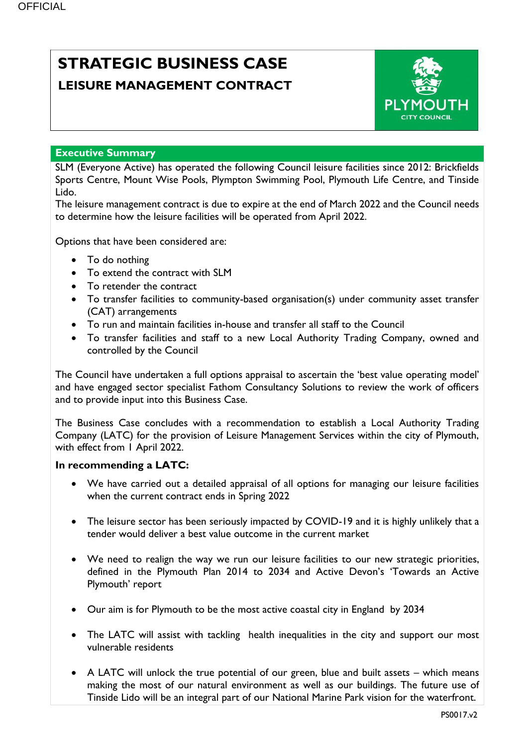# STRATEGIC BUSINESS CASE

## LEISURE MANAGEMENT CONTRACT

PLYMOUTH CITY COUNCIL

## Executive Summary

SLM (Everyone Active) has operated the following Council leisure facilities since 2012: Brickfields Sports Centre, Mount Wise Pools, Plympton Swimming Pool, Plymouth Life Centre, and Tinside Lido.
The leisure management contract is due to expire at the end of March 2022 and the Council needs to determine how the leisure facilities will be operated from April 2022.

Options that have been considered are:

- To do nothing
- To extend the contract with SLM
- To retender the contract
- To transfer facilities to community-based organisation(s) under community asset transfer (CAT) arrangements
- To run and maintain facilities in-house and transfer all staff to the Council
- To transfer facilities and staff to a new Local Authority Trading Company, owned and controlled by the Council

The Council have undertaken a full options appraisal to ascertain the 'best value operating model' and have engaged sector specialist Fathom Consultancy Solutions to review the work of officers and to provide input into this Business Case.

The Business Case concludes with a recommendation to establish a Local Authority Trading Company (LATC) for the provision of Leisure Management Services within the city of Plymouth, with effect from 1 April 2022.

**In recommending a LATC:**

- We have carried out a detailed appraisal of all options for managing our leisure facilities when the current contract ends in Spring 2022

- The leisure sector has been seriously impacted by COVID-19 and it is highly unlikely that a tender would deliver a best value outcome in the current market

- We need to realign the way we run our leisure facilities to our new strategic priorities, defined in the Plymouth Plan 2014 to 2034 and Active Devon's 'Towards an Active Plymouth' report

- Our aim is for Plymouth to be the most active coastal city in England by 2034

- The LATC will assist with tackling health inequalities in the city and support our most vulnerable residents

- A LATC will unlock the true potential of our green, blue and built assets – which means making the most of our natural environment as well as our buildings. The future use of Tinside Lido will be an integral part of our National Marine Park vision for the waterfront.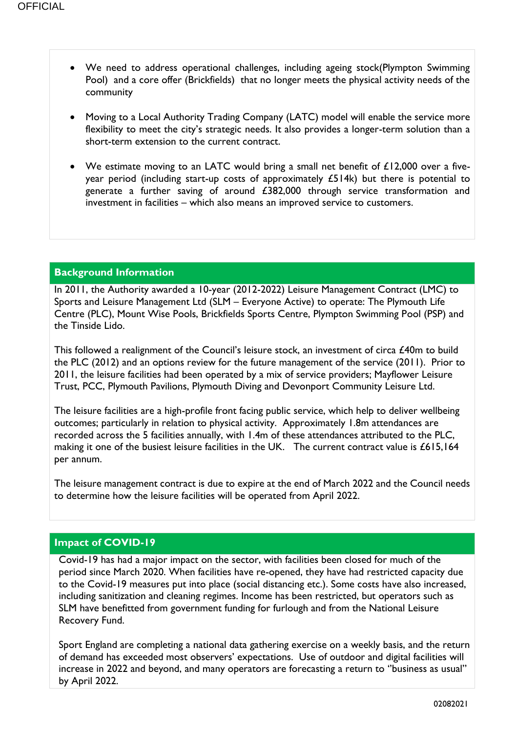- We need to address operational challenges, including ageing stock(Plympton Swimming Pool) and a core offer (Brickfields) that no longer meets the physical activity needs of the community

- Moving to a Local Authority Trading Company (LATC) model will enable the service more flexibility to meet the city's strategic needs. It also provides a longer-term solution than a short-term extension to the current contract.

- We estimate moving to an LATC would bring a small net benefit of £12,000 over a five-year period (including start-up costs of approximately £514k) but there is potential to generate a further saving of around £382,000 through service transformation and investment in facilities – which also means an improved service to customers.

## Background Information

In 2011, the Authority awarded a 10-year (2012-2022) Leisure Management Contract (LMC) to Sports and Leisure Management Ltd (SLM – Everyone Active) to operate: The Plymouth Life Centre (PLC), Mount Wise Pools, Brickfields Sports Centre, Plympton Swimming Pool (PSP) and the Tinside Lido.

This followed a realignment of the Council's leisure stock, an investment of circa £40m to build the PLC (2012) and an options review for the future management of the service (2011). Prior to 2011, the leisure facilities had been operated by a mix of service providers; Mayflower Leisure Trust, PCC, Plymouth Pavilions, Plymouth Diving and Devonport Community Leisure Ltd.

The leisure facilities are a high-profile front facing public service, which help to deliver wellbeing outcomes; particularly in relation to physical activity. Approximately 1.8m attendances are recorded across the 5 facilities annually, with 1.4m of these attendances attributed to the PLC, making it one of the busiest leisure facilities in the UK. The current contract value is £615,164 per annum.

The leisure management contract is due to expire at the end of March 2022 and the Council needs to determine how the leisure facilities will be operated from April 2022.

## Impact of COVID-19

Covid-19 has had a major impact on the sector, with facilities been closed for much of the period since March 2020. When facilities have re-opened, they have had restricted capacity due to the Covid-19 measures put into place (social distancing etc.). Some costs have also increased, including sanitization and cleaning regimes. Income has been restricted, but operators such as SLM have benefitted from government funding for furlough and from the National Leisure Recovery Fund.

Sport England are completing a national data gathering exercise on a weekly basis, and the return of demand has exceeded most observers' expectations. Use of outdoor and digital facilities will increase in 2022 and beyond, and many operators are forecasting a return to "business as usual" by April 2022.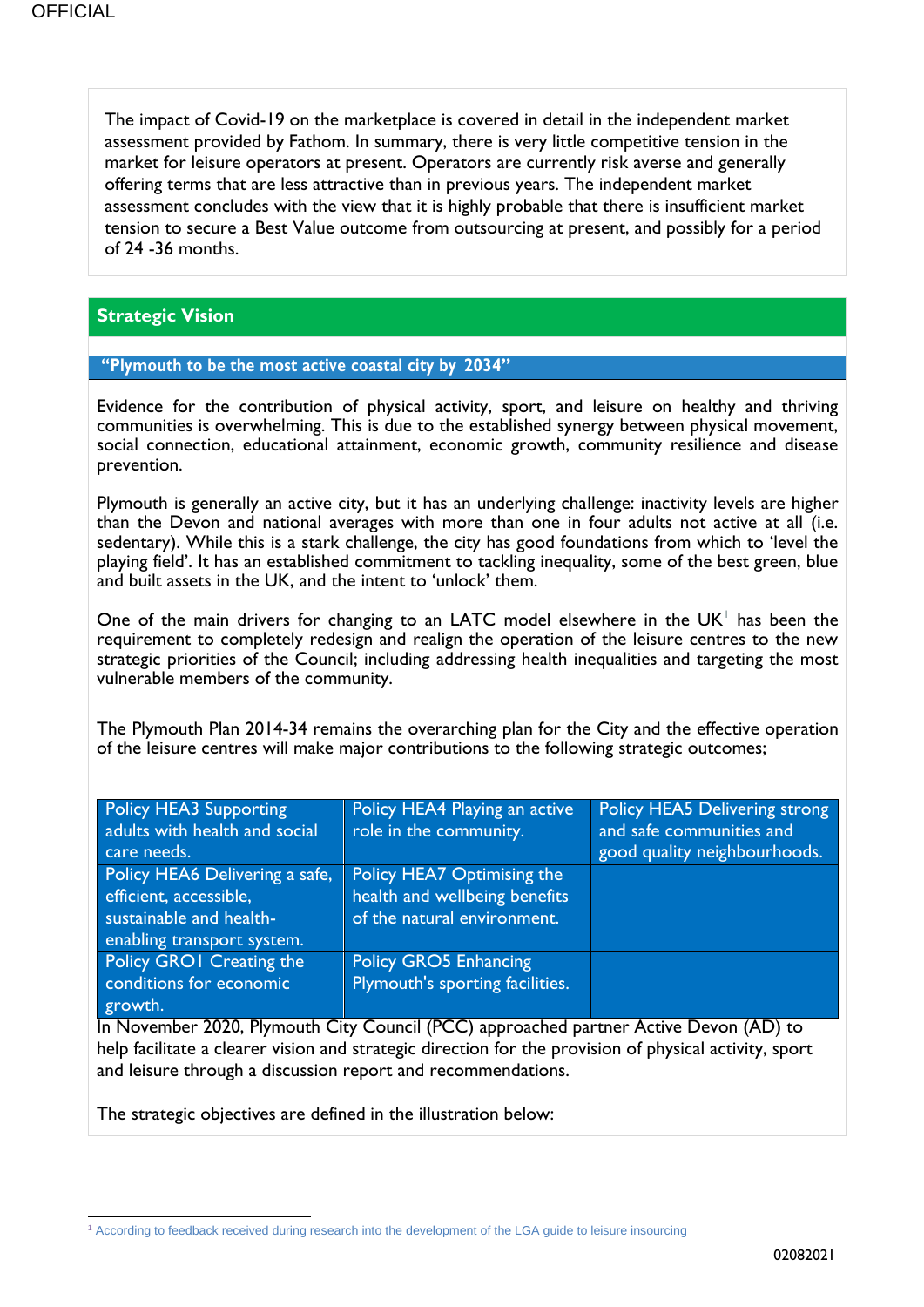The impact of Covid-19 on the marketplace is covered in detail in the independent market assessment provided by Fathom. In summary, there is very little competitive tension in the market for leisure operators at present. Operators are currently risk averse and generally offering terms that are less attractive than in previous years. The independent market assessment concludes with the view that it is highly probable that there is insufficient market tension to secure a Best Value outcome from outsourcing at present, and possibly for a period of 24 -36 months.

## Strategic Vision

### "Plymouth to be the most active coastal city by 2034"

Evidence for the contribution of physical activity, sport, and leisure on healthy and thriving communities is overwhelming. This is due to the established synergy between physical movement, social connection, educational attainment, economic growth, community resilience and disease prevention.

Plymouth is generally an active city, but it has an underlying challenge: inactivity levels are higher than the Devon and national averages with more than one in four adults not active at all (i.e. sedentary). While this is a stark challenge, the city has good foundations from which to 'level the playing field'. It has an established commitment to tackling inequality, some of the best green, blue and built assets in the UK, and the intent to 'unlock' them.

One of the main drivers for changing to an LATC model elsewhere in the UK[1] has been the requirement to completely redesign and realign the operation of the leisure centres to the new strategic priorities of the Council; including addressing health inequalities and targeting the most vulnerable members of the community.

The Plymouth Plan 2014-34 remains the overarching plan for the City and the effective operation of the leisure centres will make major contributions to the following strategic outcomes;

| | | |
|---|---|---|
| Policy HEA3 Supporting adults with health and social care needs. | Policy HEA4 Playing an active role in the community. | Policy HEA5 Delivering strong and safe communities and good quality neighbourhoods. |
| Policy HEA6 Delivering a safe, efficient, accessible, sustainable and health-enabling transport system. | Policy HEA7 Optimising the health and wellbeing benefits of the natural environment. | |
| Policy GRO1 Creating the conditions for economic growth. | Policy GRO5 Enhancing Plymouth's sporting facilities. | |

In November 2020, Plymouth City Council (PCC) approached partner Active Devon (AD) to help facilitate a clearer vision and strategic direction for the provision of physical activity, sport and leisure through a discussion report and recommendations.

The strategic objectives are defined in the illustration below:

[1] According to feedback received during research into the development of the LGA guide to leisure insourcing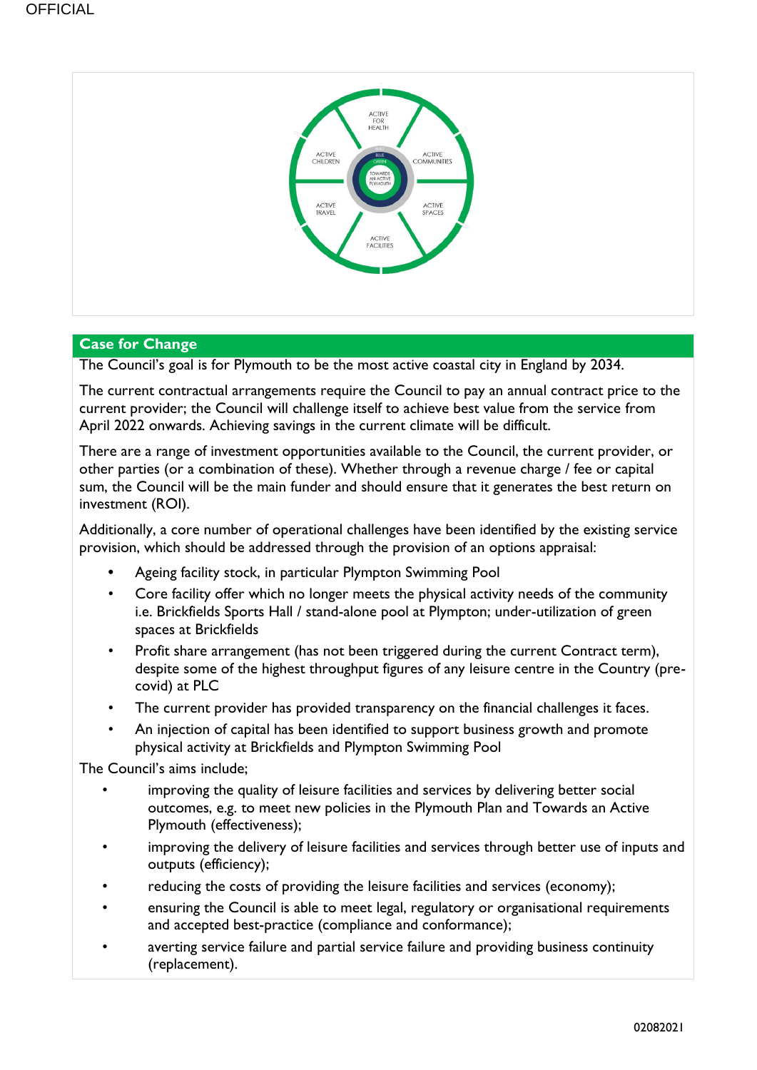ACTIVE FOR HEALTH

ACTIVE CHILDREN

ACTIVE COMMUNITIES

ACTIVE TRAVEL

ACTIVE SPACES

ACTIVE FACILITIES

BLUE

GREEN

TOWARDS AN ACTIVE PLYMOUTH

## Case for Change

The Council's goal is for Plymouth to be the most active coastal city in England by 2034.

The current contractual arrangements require the Council to pay an annual contract price to the current provider; the Council will challenge itself to achieve best value from the service from April 2022 onwards. Achieving savings in the current climate will be difficult.

There are a range of investment opportunities available to the Council, the current provider, or other parties (or a combination of these). Whether through a revenue charge / fee or capital sum, the Council will be the main funder and should ensure that it generates the best return on investment (ROI).

Additionally, a core number of operational challenges have been identified by the existing service provision, which should be addressed through the provision of an options appraisal:

- Ageing facility stock, in particular Plympton Swimming Pool
- Core facility offer which no longer meets the physical activity needs of the community i.e. Brickfields Sports Hall / stand-alone pool at Plympton; under-utilization of green spaces at Brickfields
- Profit share arrangement (has not been triggered during the current Contract term), despite some of the highest throughput figures of any leisure centre in the Country (pre-covid) at PLC
- The current provider has provided transparency on the financial challenges it faces.
- An injection of capital has been identified to support business growth and promote physical activity at Brickfields and Plympton Swimming Pool

The Council's aims include;

- improving the quality of leisure facilities and services by delivering better social outcomes, e.g. to meet new policies in the Plymouth Plan and Towards an Active Plymouth (effectiveness);
- improving the delivery of leisure facilities and services through better use of inputs and outputs (efficiency);
- reducing the costs of providing the leisure facilities and services (economy);
- ensuring the Council is able to meet legal, regulatory or organisational requirements and accepted best-practice (compliance and conformance);
- averting service failure and partial service failure and providing business continuity (replacement).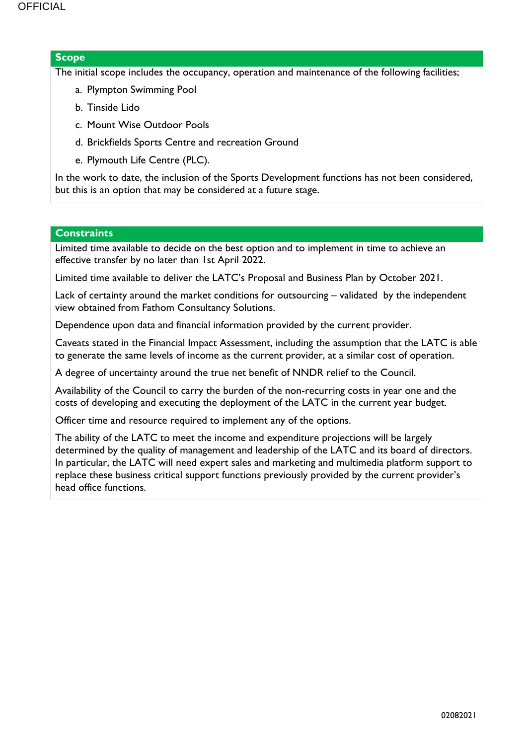## Scope

The initial scope includes the occupancy, operation and maintenance of the following facilities;

a. Plympton Swimming Pool
b. Tinside Lido
c. Mount Wise Outdoor Pools
d. Brickfields Sports Centre and recreation Ground
e. Plymouth Life Centre (PLC).

In the work to date, the inclusion of the Sports Development functions has not been considered, but this is an option that may be considered at a future stage.

## Constraints

Limited time available to decide on the best option and to implement in time to achieve an effective transfer by no later than 1st April 2022.

Limited time available to deliver the LATC's Proposal and Business Plan by October 2021.

Lack of certainty around the market conditions for outsourcing – validated by the independent view obtained from Fathom Consultancy Solutions.

Dependence upon data and financial information provided by the current provider.

Caveats stated in the Financial Impact Assessment, including the assumption that the LATC is able to generate the same levels of income as the current provider, at a similar cost of operation.

A degree of uncertainty around the true net benefit of NNDR relief to the Council.

Availability of the Council to carry the burden of the non-recurring costs in year one and the costs of developing and executing the deployment of the LATC in the current year budget.

Officer time and resource required to implement any of the options.

The ability of the LATC to meet the income and expenditure projections will be largely determined by the quality of management and leadership of the LATC and its board of directors. In particular, the LATC will need expert sales and marketing and multimedia platform support to replace these business critical support functions previously provided by the current provider's head office functions.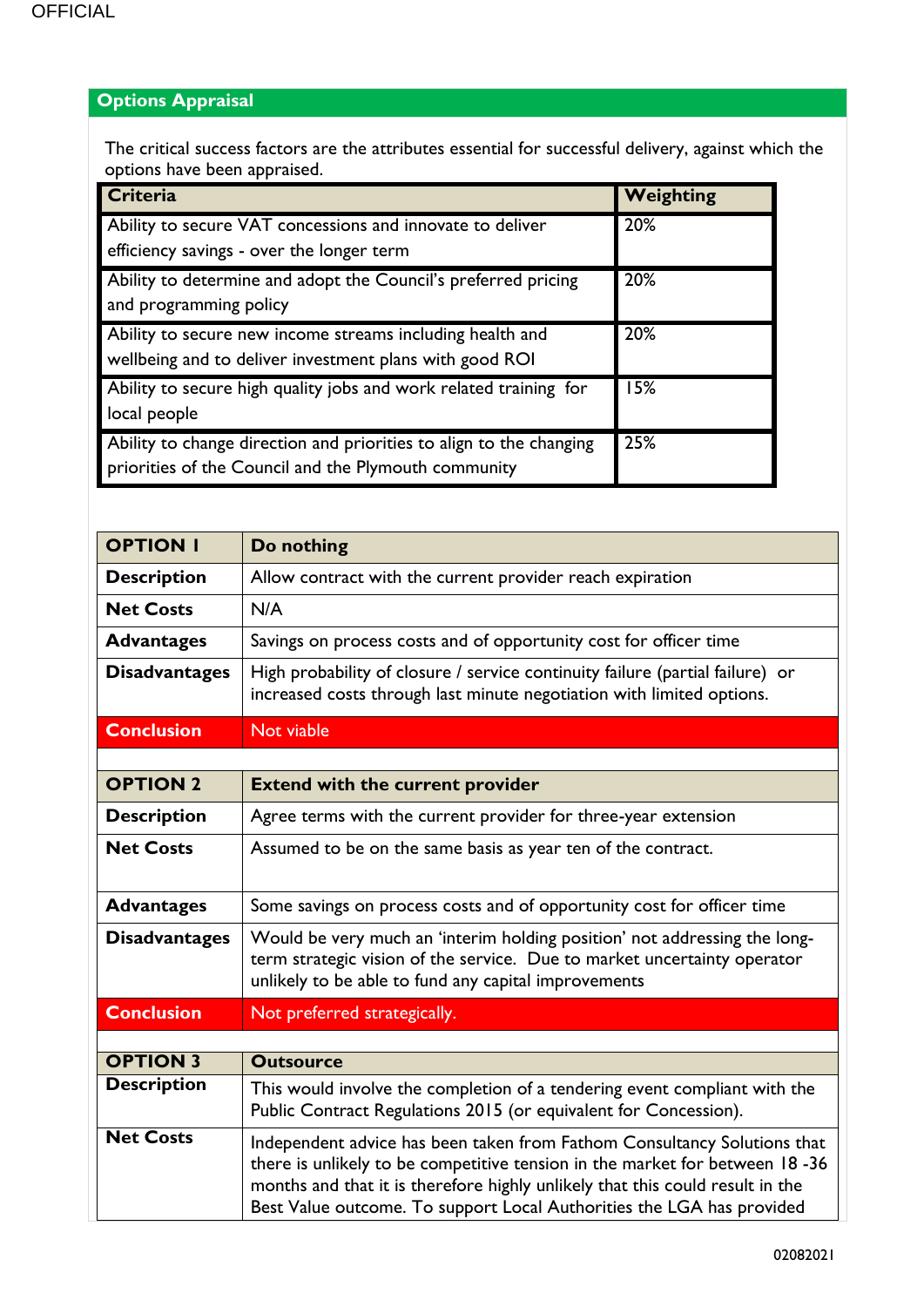## Options Appraisal

The critical success factors are the attributes essential for successful delivery, against which the options have been appraised.

| Criteria | Weighting |
|---|---|
| Ability to secure VAT concessions and innovate to deliver efficiency savings - over the longer term | 20% |
| Ability to determine and adopt the Council's preferred pricing and programming policy | 20% |
| Ability to secure new income streams including health and wellbeing and to deliver investment plans with good ROI | 20% |
| Ability to secure high quality jobs and work related training for local people | 15% |
| Ability to change direction and priorities to align to the changing priorities of the Council and the Plymouth community | 25% |

| **OPTION 1** | **Do nothing** |
|---|---|
| **Description** | Allow contract with the current provider reach expiration |
| **Net Costs** | N/A |
| **Advantages** | Savings on process costs and of opportunity cost for officer time |
| **Disadvantages** | High probability of closure / service continuity failure (partial failure) or increased costs through last minute negotiation with limited options. |
| **Conclusion** | Not viable |

| **OPTION 2** | **Extend with the current provider** |
|---|---|
| **Description** | Agree terms with the current provider for three-year extension |
| **Net Costs** | Assumed to be on the same basis as year ten of the contract. |
| **Advantages** | Some savings on process costs and of opportunity cost for officer time |
| **Disadvantages** | Would be very much an 'interim holding position' not addressing the long-term strategic vision of the service. Due to market uncertainty operator unlikely to be able to fund any capital improvements |
| **Conclusion** | Not preferred strategically. |

| **OPTION 3** | **Outsource** |
|---|---|
| **Description** | This would involve the completion of a tendering event compliant with the Public Contract Regulations 2015 (or equivalent for Concession). |
| **Net Costs** | Independent advice has been taken from Fathom Consultancy Solutions that there is unlikely to be competitive tension in the market for between 18 -36 months and that it is therefore highly unlikely that this could result in the Best Value outcome. To support Local Authorities the LGA has provided |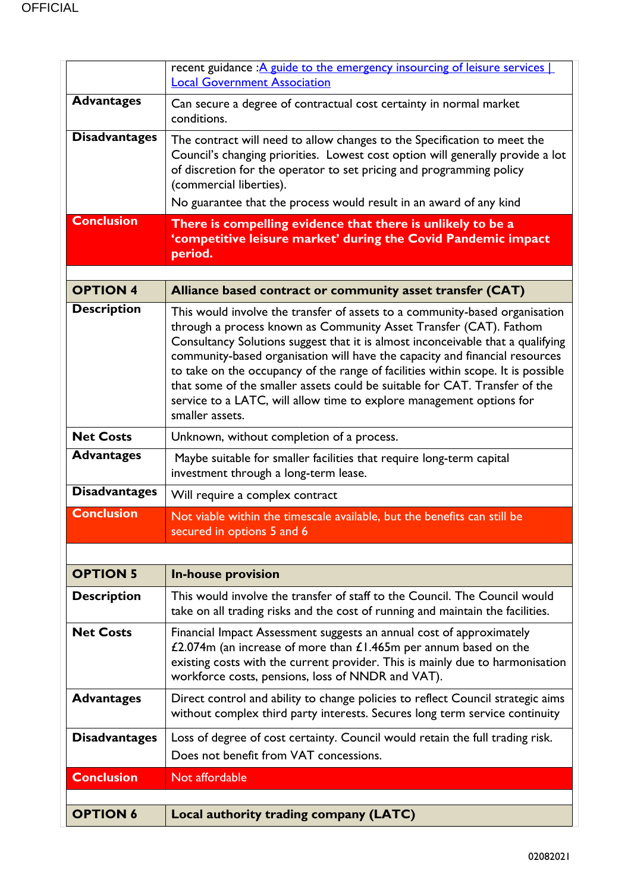| | |
|---|---|
| | recent guidance :[A guide to the emergency insourcing of leisure services \| Local Government Association](#) |
| **Advantages** | Can secure a degree of contractual cost certainty in normal market conditions. |
| **Disadvantages** | The contract will need to allow changes to the Specification to meet the Council's changing priorities. Lowest cost option will generally provide a lot of discretion for the operator to set pricing and programming policy (commercial liberties).<br>No guarantee that the process would result in an award of any kind |
| **Conclusion** | **There is compelling evidence that there is unlikely to be a 'competitive leisure market' during the Covid Pandemic impact period.** |
| | |
| **OPTION 4** | **Alliance based contract or community asset transfer (CAT)** |
| **Description** | This would involve the transfer of assets to a community-based organisation through a process known as Community Asset Transfer (CAT). Fathom Consultancy Solutions suggest that it is almost inconceivable that a qualifying community-based organisation will have the capacity and financial resources to take on the occupancy of the range of facilities within scope. It is possible that some of the smaller assets could be suitable for CAT. Transfer of the service to a LATC, will allow time to explore management options for smaller assets. |
| **Net Costs** | Unknown, without completion of a process. |
| **Advantages** | Maybe suitable for smaller facilities that require long-term capital investment through a long-term lease. |
| **Disadvantages** | Will require a complex contract |
| **Conclusion** | Not viable within the timescale available, but the benefits can still be secured in options 5 and 6 |
| | |
| **OPTION 5** | **In-house provision** |
| **Description** | This would involve the transfer of staff to the Council. The Council would take on all trading risks and the cost of running and maintain the facilities. |
| **Net Costs** | Financial Impact Assessment suggests an annual cost of approximately £2.074m (an increase of more than £1.465m per annum based on the existing costs with the current provider. This is mainly due to harmonisation workforce costs, pensions, loss of NNDR and VAT). |
| **Advantages** | Direct control and ability to change policies to reflect Council strategic aims without complex third party interests. Secures long term service continuity |
| **Disadvantages** | Loss of degree of cost certainty. Council would retain the full trading risk.<br>Does not benefit from VAT concessions. |
| **Conclusion** | Not affordable |
| | |
| **OPTION 6** | **Local authority trading company (LATC)** |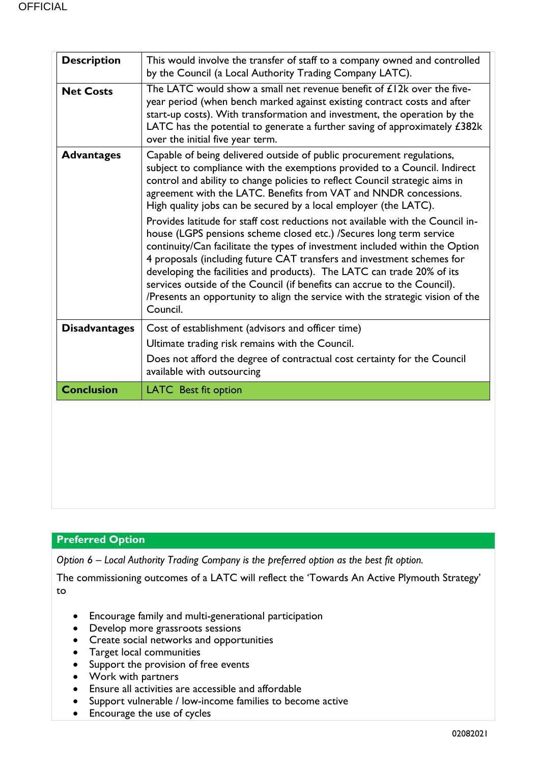| | |
|---|---|
| **Description** | This would involve the transfer of staff to a company owned and controlled by the Council (a Local Authority Trading Company LATC). |
| **Net Costs** | The LATC would show a small net revenue benefit of £12k over the five-year period (when bench marked against existing contract costs and after start-up costs). With transformation and investment, the operation by the LATC has the potential to generate a further saving of approximately £382k over the initial five year term. |
| **Advantages** | Capable of being delivered outside of public procurement regulations, subject to compliance with the exemptions provided to a Council. Indirect control and ability to change policies to reflect Council strategic aims in agreement with the LATC. Benefits from VAT and NNDR concessions. High quality jobs can be secured by a local employer (the LATC).<br><br>Provides latitude for staff cost reductions not available with the Council in-house (LGPS pensions scheme closed etc.) /Secures long term service continuity/Can facilitate the types of investment included within the Option 4 proposals (including future CAT transfers and investment schemes for developing the facilities and products). The LATC can trade 20% of its services outside of the Council (if benefits can accrue to the Council). /Presents an opportunity to align the service with the strategic vision of the Council. |
| **Disadvantages** | Cost of establishment (advisors and officer time)<br><br>Ultimate trading risk remains with the Council.<br><br>Does not afford the degree of contractual cost certainty for the Council available with outsourcing |
| **Conclusion** | LATC Best fit option |

## Preferred Option

*Option 6 – Local Authority Trading Company is the preferred option as the best fit option.*

The commissioning outcomes of a LATC will reflect the 'Towards An Active Plymouth Strategy' to

- Encourage family and multi-generational participation
- Develop more grassroots sessions
- Create social networks and opportunities
- Target local communities
- Support the provision of free events
- Work with partners
- Ensure all activities are accessible and affordable
- Support vulnerable / low-income families to become active
- Encourage the use of cycles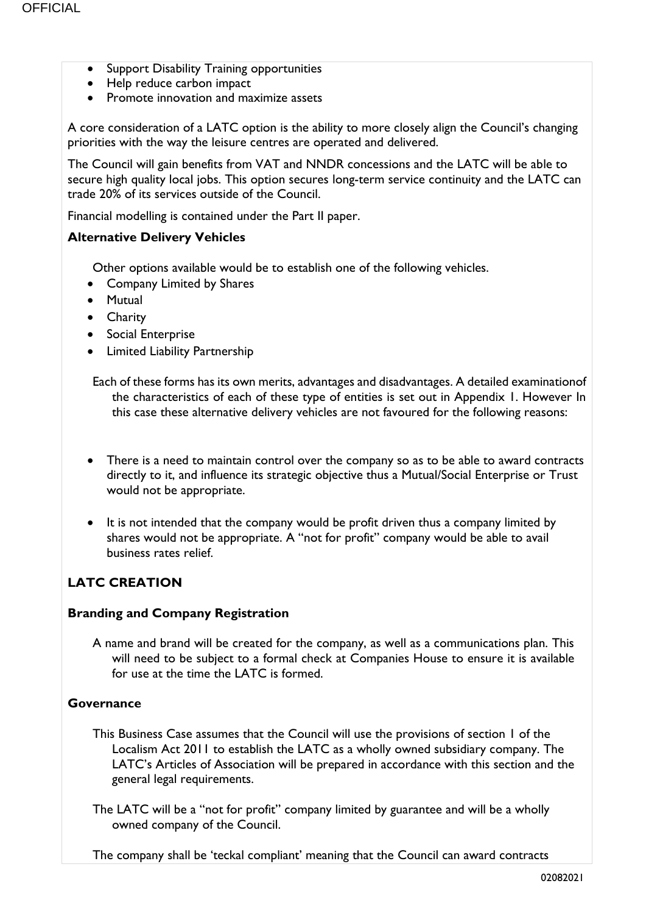- Support Disability Training opportunities
- Help reduce carbon impact
- Promote innovation and maximize assets

A core consideration of a LATC option is the ability to more closely align the Council's changing priorities with the way the leisure centres are operated and delivered.

The Council will gain benefits from VAT and NNDR concessions and the LATC will be able to secure high quality local jobs. This option secures long-term service continuity and the LATC can trade 20% of its services outside of the Council.

Financial modelling is contained under the Part II paper.

**Alternative Delivery Vehicles**

Other options available would be to establish one of the following vehicles.

- Company Limited by Shares
- Mutual
- Charity
- Social Enterprise
- Limited Liability Partnership

Each of these forms has its own merits, advantages and disadvantages. A detailed examinationof the characteristics of each of these type of entities is set out in Appendix 1. However In this case these alternative delivery vehicles are not favoured for the following reasons:

- There is a need to maintain control over the company so as to be able to award contracts directly to it, and influence its strategic objective thus a Mutual/Social Enterprise or Trust would not be appropriate.
- It is not intended that the company would be profit driven thus a company limited by shares would not be appropriate. A "not for profit" company would be able to avail business rates relief.

## LATC CREATION

**Branding and Company Registration**

A name and brand will be created for the company, as well as a communications plan. This will need to be subject to a formal check at Companies House to ensure it is available for use at the time the LATC is formed.

**Governance**

This Business Case assumes that the Council will use the provisions of section 1 of the Localism Act 2011 to establish the LATC as a wholly owned subsidiary company. The LATC's Articles of Association will be prepared in accordance with this section and the general legal requirements.

The LATC will be a "not for profit" company limited by guarantee and will be a wholly owned company of the Council.

The company shall be 'teckal compliant' meaning that the Council can award contracts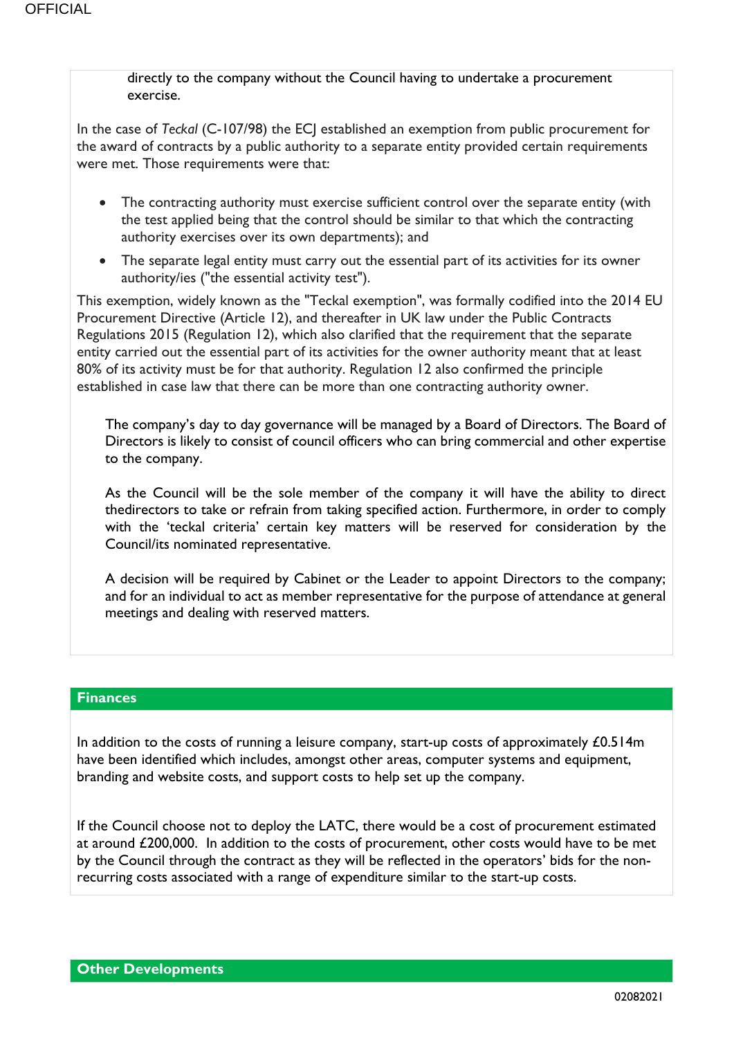directly to the company without the Council having to undertake a procurement exercise.

In the case of *Teckal* (C-107/98) the ECJ established an exemption from public procurement for the award of contracts by a public authority to a separate entity provided certain requirements were met. Those requirements were that:

- The contracting authority must exercise sufficient control over the separate entity (with the test applied being that the control should be similar to that which the contracting authority exercises over its own departments); and
- The separate legal entity must carry out the essential part of its activities for its owner authority/ies ("the essential activity test").

This exemption, widely known as the "Teckal exemption", was formally codified into the 2014 EU Procurement Directive (Article 12), and thereafter in UK law under the Public Contracts Regulations 2015 (Regulation 12), which also clarified that the requirement that the separate entity carried out the essential part of its activities for the owner authority meant that at least 80% of its activity must be for that authority. Regulation 12 also confirmed the principle established in case law that there can be more than one contracting authority owner.

The company's day to day governance will be managed by a Board of Directors. The Board of Directors is likely to consist of council officers who can bring commercial and other expertise to the company.

As the Council will be the sole member of the company it will have the ability to direct thedirectors to take or refrain from taking specified action. Furthermore, in order to comply with the 'teckal criteria' certain key matters will be reserved for consideration by the Council/its nominated representative.

A decision will be required by Cabinet or the Leader to appoint Directors to the company; and for an individual to act as member representative for the purpose of attendance at general meetings and dealing with reserved matters.

## Finances

In addition to the costs of running a leisure company, start-up costs of approximately £0.514m have been identified which includes, amongst other areas, computer systems and equipment, branding and website costs, and support costs to help set up the company.

If the Council choose not to deploy the LATC, there would be a cost of procurement estimated at around £200,000. In addition to the costs of procurement, other costs would have to be met by the Council through the contract as they will be reflected in the operators' bids for the non-recurring costs associated with a range of expenditure similar to the start-up costs.

## Other Developments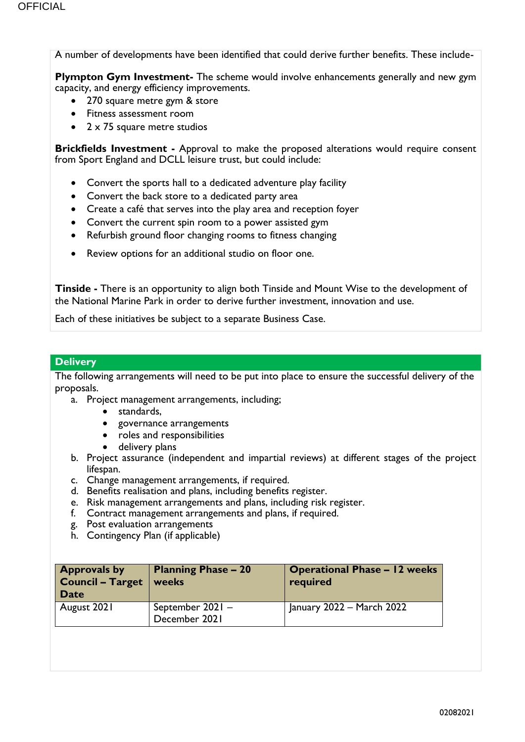A number of developments have been identified that could derive further benefits. These include-

**Plympton Gym Investment-** The scheme would involve enhancements generally and new gym capacity, and energy efficiency improvements.

- 270 square metre gym & store
- Fitness assessment room
- 2 x 75 square metre studios

**Brickfields Investment -** Approval to make the proposed alterations would require consent from Sport England and DCLL leisure trust, but could include:

- Convert the sports hall to a dedicated adventure play facility
- Convert the back store to a dedicated party area
- Create a café that serves into the play area and reception foyer
- Convert the current spin room to a power assisted gym
- Refurbish ground floor changing rooms to fitness changing
- Review options for an additional studio on floor one.

**Tinside -** There is an opportunity to align both Tinside and Mount Wise to the development of the National Marine Park in order to derive further investment, innovation and use.

Each of these initiatives be subject to a separate Business Case.

## Delivery

The following arrangements will need to be put into place to ensure the successful delivery of the proposals.

a. Project management arrangements, including;
   - standards,
   - governance arrangements
   - roles and responsibilities
   - delivery plans
b. Project assurance (independent and impartial reviews) at different stages of the project lifespan.
c. Change management arrangements, if required.
d. Benefits realisation and plans, including benefits register.
e. Risk management arrangements and plans, including risk register.
f. Contract management arrangements and plans, if required.
g. Post evaluation arrangements
h. Contingency Plan (if applicable)

| Approvals by Council – Target Date | Planning Phase – 20 weeks | Operational Phase – 12 weeks required |
| --- | --- | --- |
| August 2021 | September 2021 – December 2021 | January 2022 – March 2022 |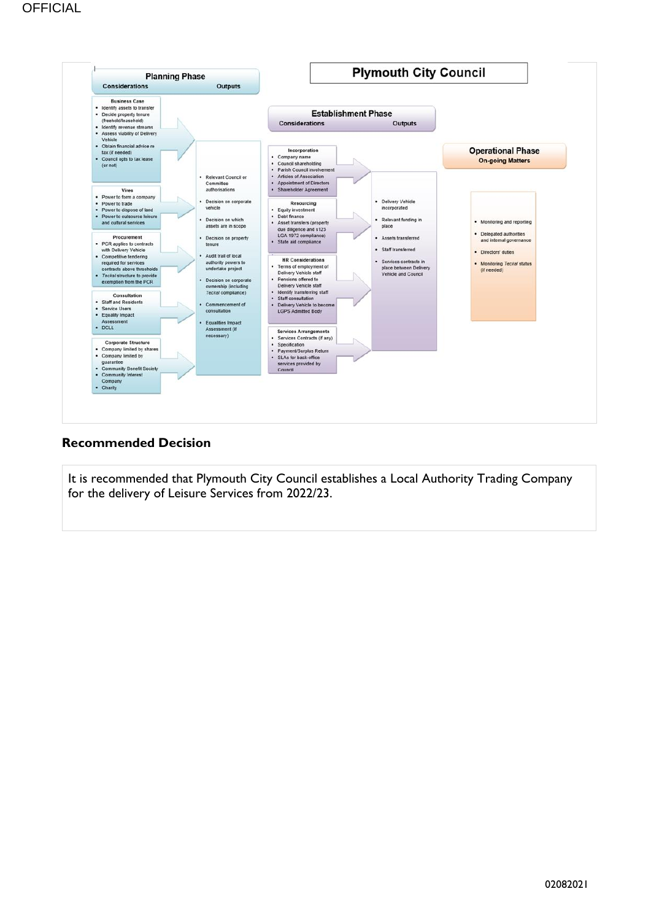## Plymouth City Council

### Planning Phase

**Considerations** | **Outputs**

**Business Case**
- Identify assets to transfer
- Decide property tenure (freehold/leasehold)
- Identify revenue streams
- Assess viability of Delivery Vehicle
- Obtain financial advice re tax (if needed)
- Council opts to tax lease (or not)

**Vires**
- Power to form a company
- Power to trade
- Power to dispose of land
- Power to outsource leisure and cultural services

**Procurement**
- PCR applies to contracts with Delivery Vehicle
- Competitive tendering required for services contracts above thresholds
- *Teckal* structure to provide exemption from the PCR

**Consultation**
- Staff and Residents
- Service Users
- Equality Impact Assessment
- DCLL

**Corporate Structure**
- Company limited by shares
- Company limited by guarantee
- Community Benefit Society
- Community Interest Company
- Charity

**Outputs**
- Relevant Council or Committee authorisations
- Decision on corporate vehicle
- Decision on which assets are in scope
- Decision on property tenure
- Audit trail of local authority powers to undertake project
- Decision on corporate ownership (including *Teckal* compliance)
- Commencement of consultation
- Equalities Impact Assessment (if necessary)

### Establishment Phase

**Considerations** | **Outputs**

**Incorporation**
- Company name
- Council shareholding
- Parish Council involvement
- Articles of Association
- Appointment of Directors
- Shareholder Agreement

**Resourcing**
- Equity investment
- Debt finance
- Asset transfers (property due diligence and s123 LGA 1972 compliance)
- State aid compliance

**HR Considerations**
- Terms of employment of Delivery Vehicle staff
- Pensions offered to Delivery Vehicle staff
- Identify transferring staff
- Staff consultation
- Delivery Vehicle to become LGPS Admitted Body

**Services Arrangements**
- Services Contracts (if any)
- Specification
- Payment/Surplus Return
- SLAs for back-office services provided by Council

**Outputs**
- Delivery Vehicle incorporated
- Relevant funding in place
- Assets transferred
- Staff transferred
- Services contracts in place between Delivery Vehicle and Council

### Operational Phase

**On-going Matters**
- Monitoring and reporting
- Delegated authorities and internal governance
- Directors' duties
- Monitoring *Teckal* status (if needed)

## Recommended Decision

It is recommended that Plymouth City Council establishes a Local Authority Trading Company for the delivery of Leisure Services from 2022/23.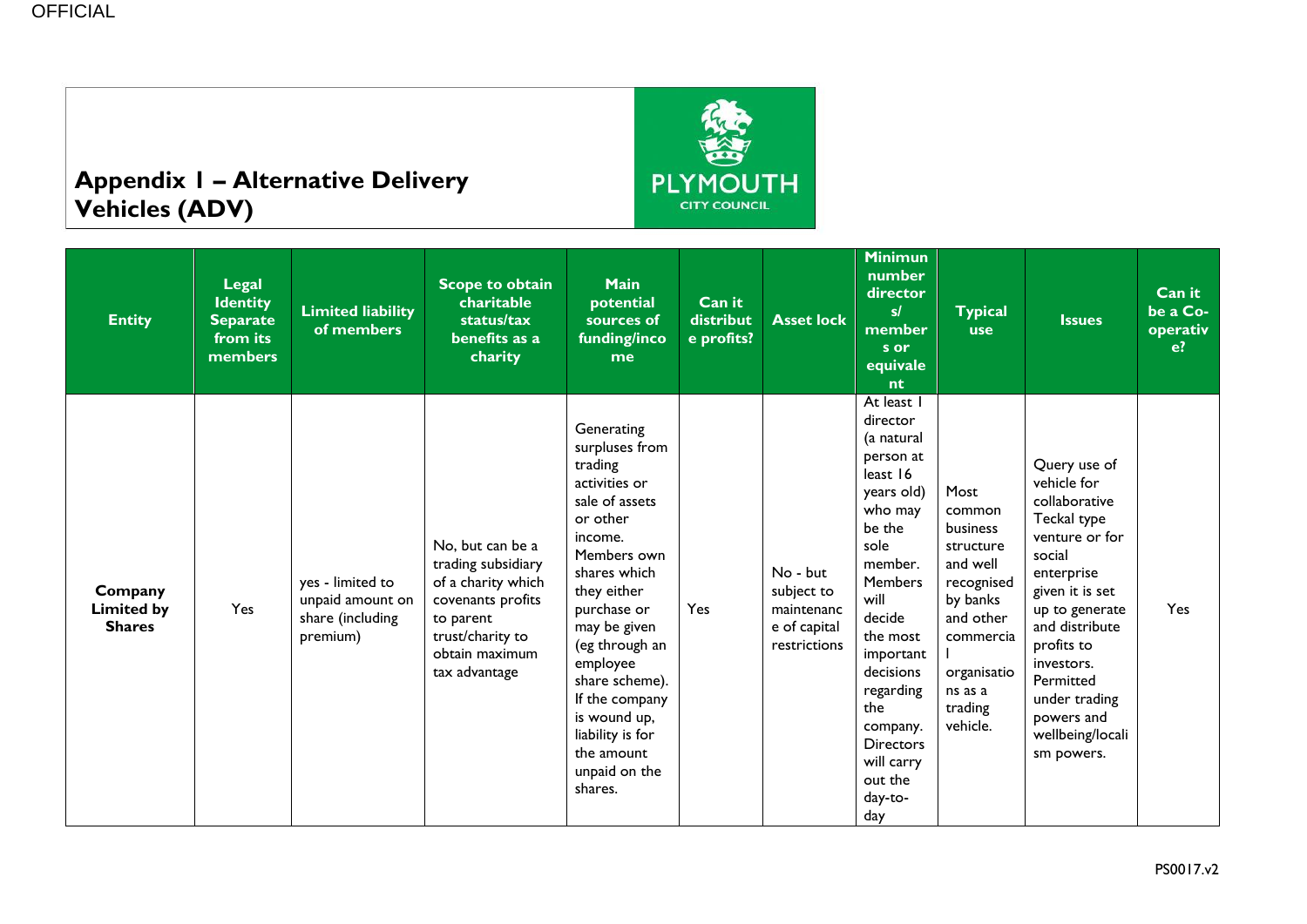## Appendix 1 – Alternative Delivery Vehicles (ADV)

| Entity | Legal Identity Separate from its members | Limited liability of members | Scope to obtain charitable status/tax benefits as a charity | Main potential sources of funding/income | Can it distribute profits? | Asset lock | Minimun number directors/ members or equivalent | Typical use | Issues | Can it be a Co-operative? |
|---|---|---|---|---|---|---|---|---|---|---|
| **Company Limited by Shares** | Yes | yes - limited to unpaid amount on share (including premium) | No, but can be a trading subsidiary of a charity which covenants profits to parent trust/charity to obtain maximum tax advantage | Generating surpluses from trading activities or sale of assets or other income. Members own shares which they either purchase or may be given (eg through an employee share scheme). If the company is wound up, liability is for the amount unpaid on the shares. | Yes | No - but subject to maintenance of capital restrictions | At least 1 director (a natural person at least 16 years old) who may be the sole member. Members will decide the most important decisions regarding the company. Directors will carry out the day-to-day | Most common business structure and well recognised by banks and other commercial organisations as a trading vehicle. | Query use of vehicle for collaborative Teckal type venture or for social enterprise given it is set up to generate and distribute profits to investors. Permitted under trading powers and wellbeing/localism powers. | Yes |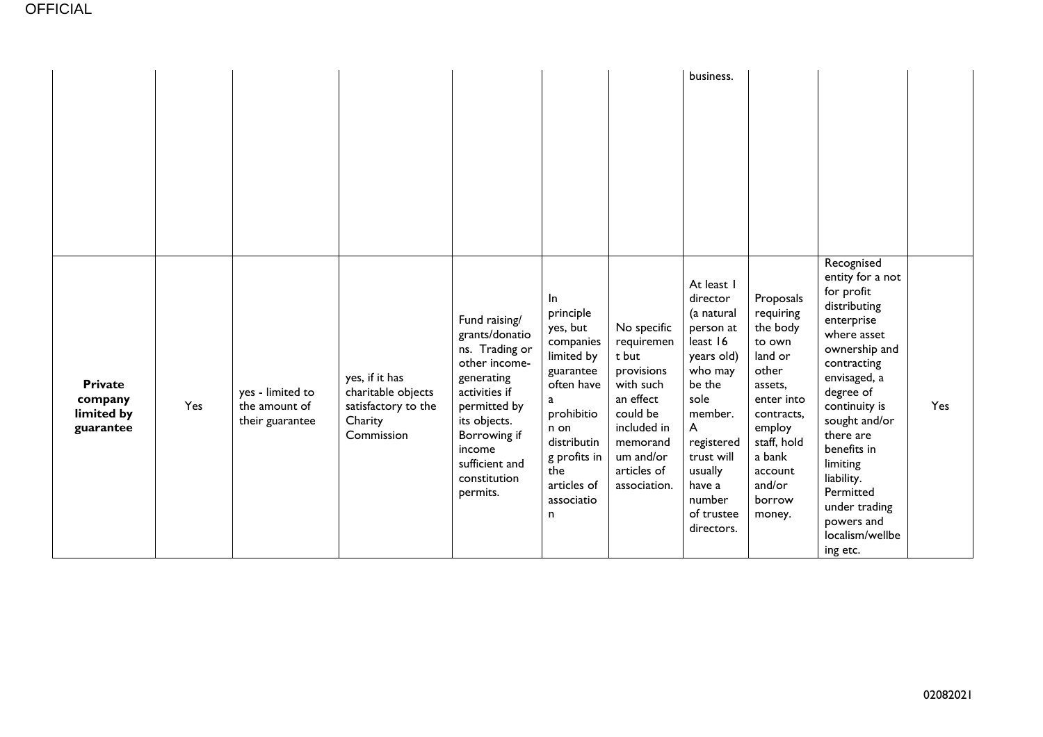| | | | | | | | | | | |
|---|---|---|---|---|---|---|---|---|---|---|
| | | | | | | | business. | | | |
| **Private company limited by guarantee** | Yes | yes - limited to the amount of their guarantee | yes, if it has charitable objects satisfactory to the Charity Commission | Fund raising/ grants/donations. Trading or other income-generating activities if permitted by its objects. Borrowing if income sufficient and constitution permits. | In principle yes, but companies limited by guarantee often have a prohibition on distributing profits in the articles of association | No specific requirement but provisions with such an effect could be included in memorandum and/or articles of association. | At least 1 director (a natural person at least 16 years old) who may be the sole member. A registered trust will usually have a number of trustee directors. | Proposals requiring the body to own land or other assets, enter into contracts, employ staff, hold a bank account and/or borrow money. | Recognised entity for a not for profit distributing enterprise where asset ownership and contracting envisaged, a degree of continuity is sought and/or there are benefits in limiting liability. Permitted under trading powers and localism/wellbeing etc. | Yes |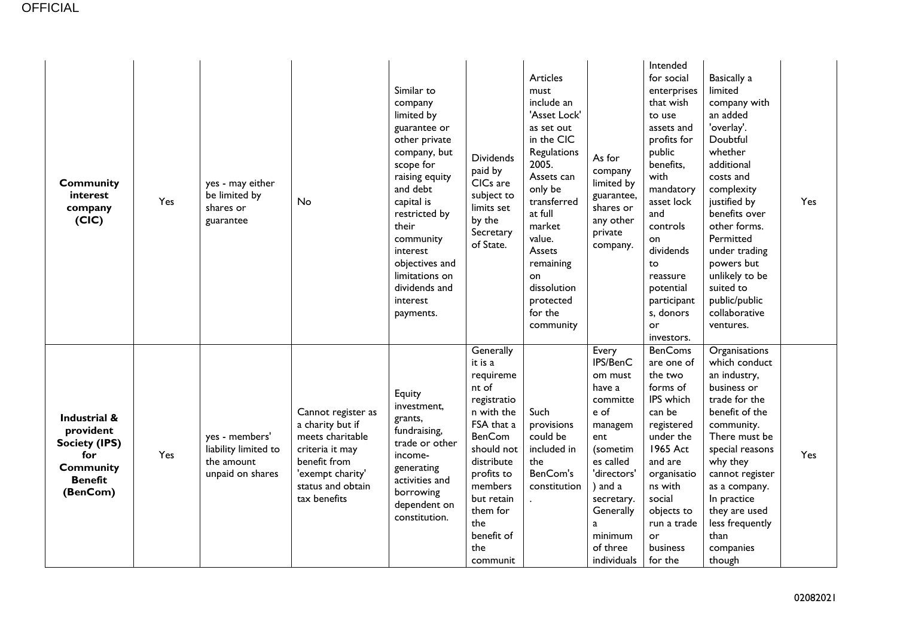| | | | | | | | | | | |
|---|---|---|---|---|---|---|---|---|---|---|
| **Community interest company (CIC)** | Yes | yes - may either be limited by shares or guarantee | No | Similar to company limited by guarantee or other private company, but scope for raising equity and debt capital is restricted by their community interest objectives and limitations on dividends and interest payments. | Dividends paid by CICs are subject to limits set by the Secretary of State. | Articles must include an 'Asset Lock' as set out in the CIC Regulations 2005. Assets can only be transferred at full market value. Assets remaining on dissolution protected for the community | As for company limited by guarantee, shares or any other private company. | Intended for social enterprises that wish to use assets and profits for public benefits, with mandatory asset lock and controls on dividends to reassure potential participants, donors or investors. | Basically a limited company with an added 'overlay'. Doubtful whether additional costs and complexity justified by benefits over other forms. Permitted under trading powers but unlikely to be suited to public/public collaborative ventures. | Yes |
| **Industrial & provident Society (IPS) for Community Benefit (BenCom)** | Yes | yes - members' liability limited to the amount unpaid on shares | Cannot register as a charity but if meets charitable criteria it may benefit from 'exempt charity' status and obtain tax benefits | Equity investment, grants, fundraising, trade or other income-generating activities and borrowing dependent on constitution. | Generally it is a requirement of registration with the FSA that a BenCom should not distribute profits to members but retain them for the benefit of the communit | Such provisions could be included in the BenCom's constitution. | Every IPS/BenCom must have a committee of management (sometimes called 'directors') and a secretary. Generally a minimum of three individuals | BenComs are one of the two forms of IPS which can be registered under the 1965 Act and are organisations with social objects to run a trade or business for the | Organisations which conduct an industry, business or trade for the benefit of the community. There must be special reasons why they cannot register as a company. In practice they are used less frequently than companies though | Yes |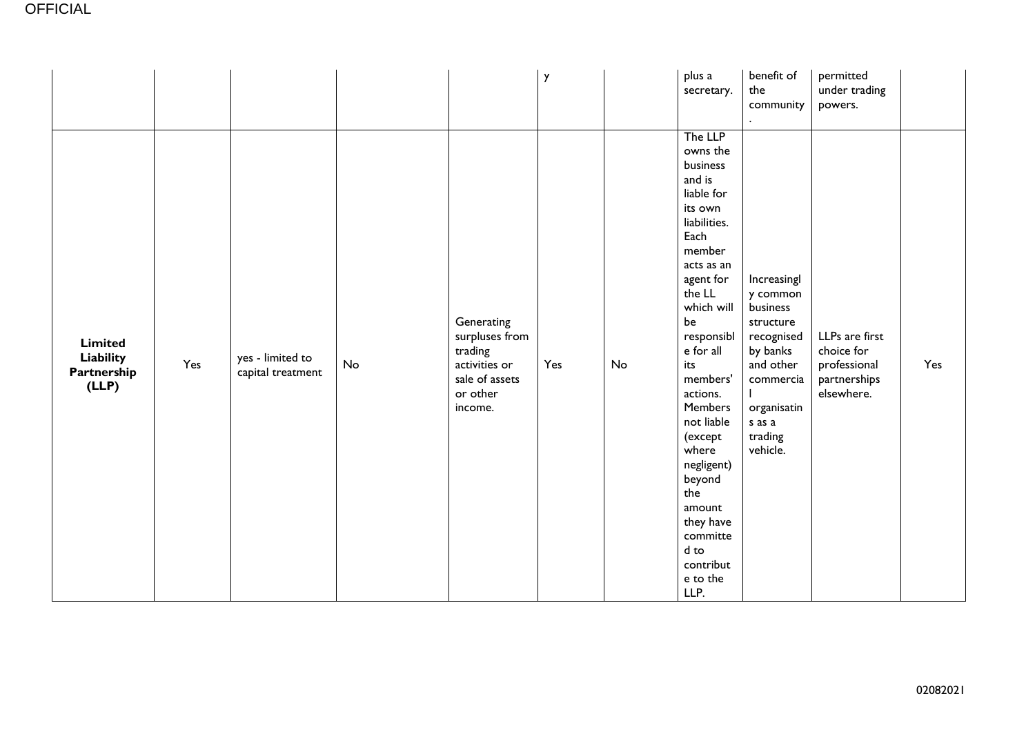| | | | | | | | | | | |
|---|---|---|---|---|---|---|---|---|---|---|
| | | | | | y | | plus a secretary. | benefit of the community. | permitted under trading powers. | |
| **Limited Liability Partnership (LLP)** | Yes | yes - limited to capital treatment | No | Generating surpluses from trading activities or sale of assets or other income. | Yes | No | The LLP owns the business and is liable for its own liabilities. Each member acts as an agent for the LL which will be responsible for all its members' actions. Members not liable (except where negligent) beyond the amount they have committed to contribute to the LLP. | Increasingly common business structure recognised by banks and other commercial organisations as a trading vehicle. | LLPs are first choice for professional partnerships elsewhere. | Yes |